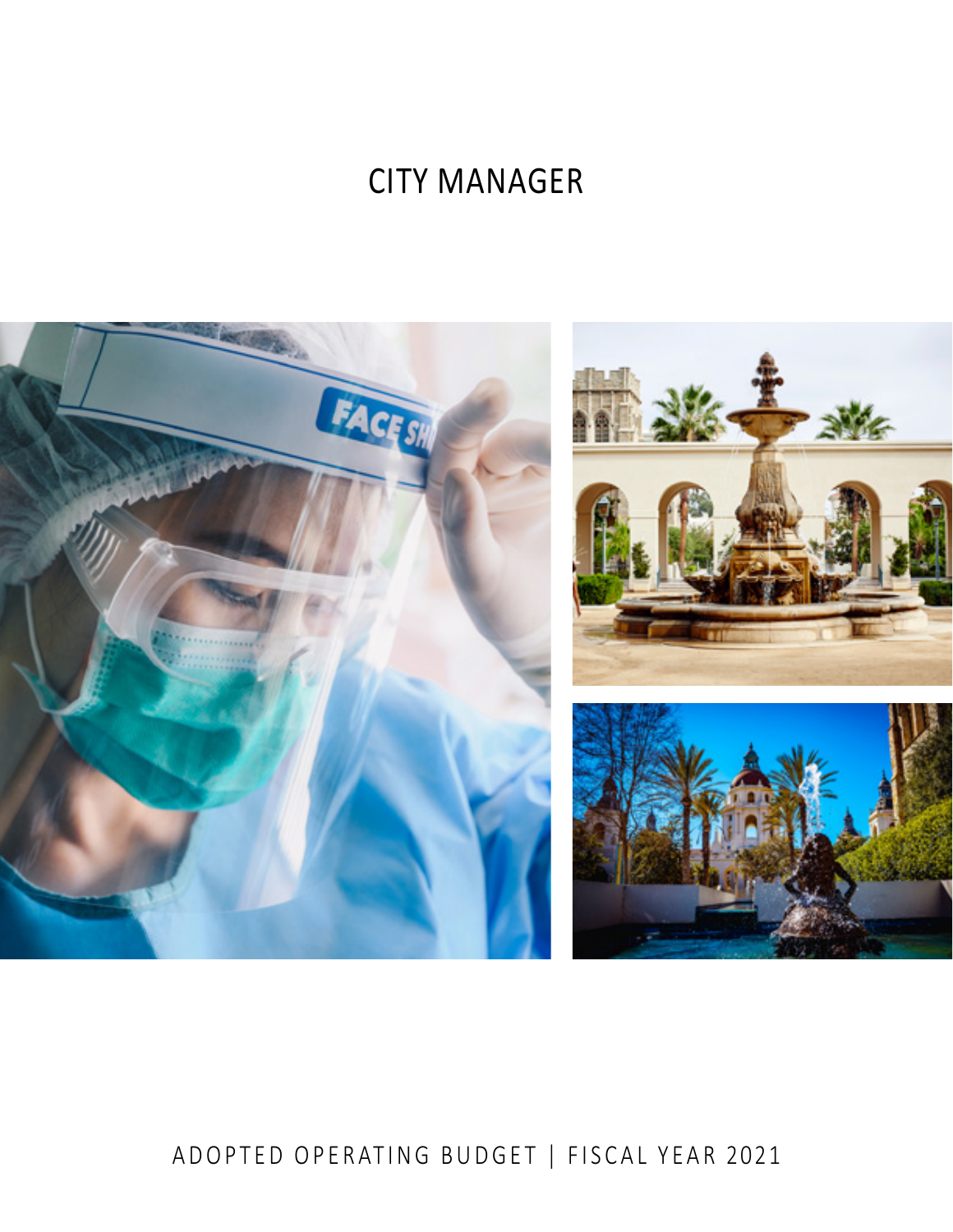# CITY MANAGER

ADOPTED OPERATING BUDGET | FISCAL YEAR 2021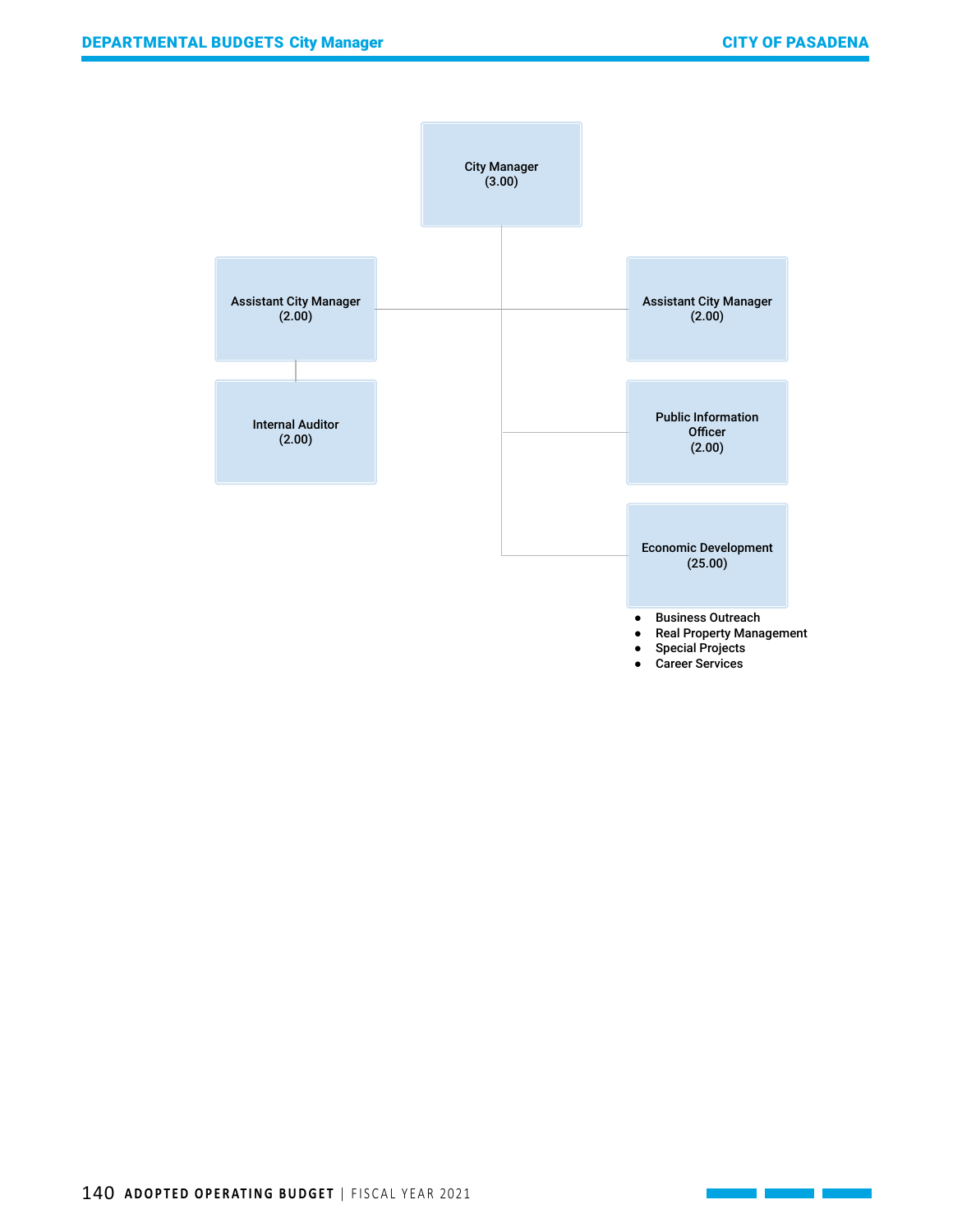City Manager
(3.00)

Assistant City Manager
(2.00)

Assistant City Manager
(2.00)

Internal Auditor
(2.00)

Public Information Officer
(2.00)

Economic Development
(25.00)

- Business Outreach
- Real Property Management
- Special Projects
- Career Services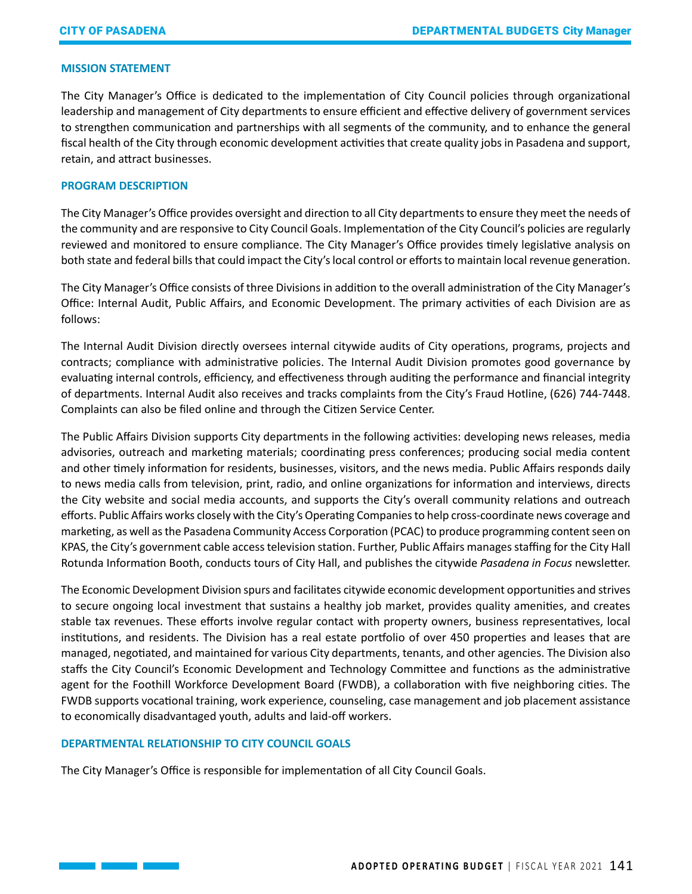## MISSION STATEMENT

The City Manager's Office is dedicated to the implementation of City Council policies through organizational leadership and management of City departments to ensure efficient and effective delivery of government services to strengthen communication and partnerships with all segments of the community, and to enhance the general fiscal health of the City through economic development activities that create quality jobs in Pasadena and support, retain, and attract businesses.

## PROGRAM DESCRIPTION

The City Manager's Office provides oversight and direction to all City departments to ensure they meet the needs of the community and are responsive to City Council Goals. Implementation of the City Council's policies are regularly reviewed and monitored to ensure compliance. The City Manager's Office provides timely legislative analysis on both state and federal bills that could impact the City's local control or efforts to maintain local revenue generation.

The City Manager's Office consists of three Divisions in addition to the overall administration of the City Manager's Office: Internal Audit, Public Affairs, and Economic Development. The primary activities of each Division are as follows:

The Internal Audit Division directly oversees internal citywide audits of City operations, programs, projects and contracts; compliance with administrative policies. The Internal Audit Division promotes good governance by evaluating internal controls, efficiency, and effectiveness through auditing the performance and financial integrity of departments. Internal Audit also receives and tracks complaints from the City's Fraud Hotline, (626) 744-7448. Complaints can also be filed online and through the Citizen Service Center.

The Public Affairs Division supports City departments in the following activities: developing news releases, media advisories, outreach and marketing materials; coordinating press conferences; producing social media content and other timely information for residents, businesses, visitors, and the news media. Public Affairs responds daily to news media calls from television, print, radio, and online organizations for information and interviews, directs the City website and social media accounts, and supports the City's overall community relations and outreach efforts. Public Affairs works closely with the City's Operating Companies to help cross-coordinate news coverage and marketing, as well as the Pasadena Community Access Corporation (PCAC) to produce programming content seen on KPAS, the City's government cable access television station. Further, Public Affairs manages staffing for the City Hall Rotunda Information Booth, conducts tours of City Hall, and publishes the citywide *Pasadena in Focus* newsletter.

The Economic Development Division spurs and facilitates citywide economic development opportunities and strives to secure ongoing local investment that sustains a healthy job market, provides quality amenities, and creates stable tax revenues. These efforts involve regular contact with property owners, business representatives, local institutions, and residents. The Division has a real estate portfolio of over 450 properties and leases that are managed, negotiated, and maintained for various City departments, tenants, and other agencies. The Division also staffs the City Council's Economic Development and Technology Committee and functions as the administrative agent for the Foothill Workforce Development Board (FWDB), a collaboration with five neighboring cities. The FWDB supports vocational training, work experience, counseling, case management and job placement assistance to economically disadvantaged youth, adults and laid-off workers.

## DEPARTMENTAL RELATIONSHIP TO CITY COUNCIL GOALS

The City Manager's Office is responsible for implementation of all City Council Goals.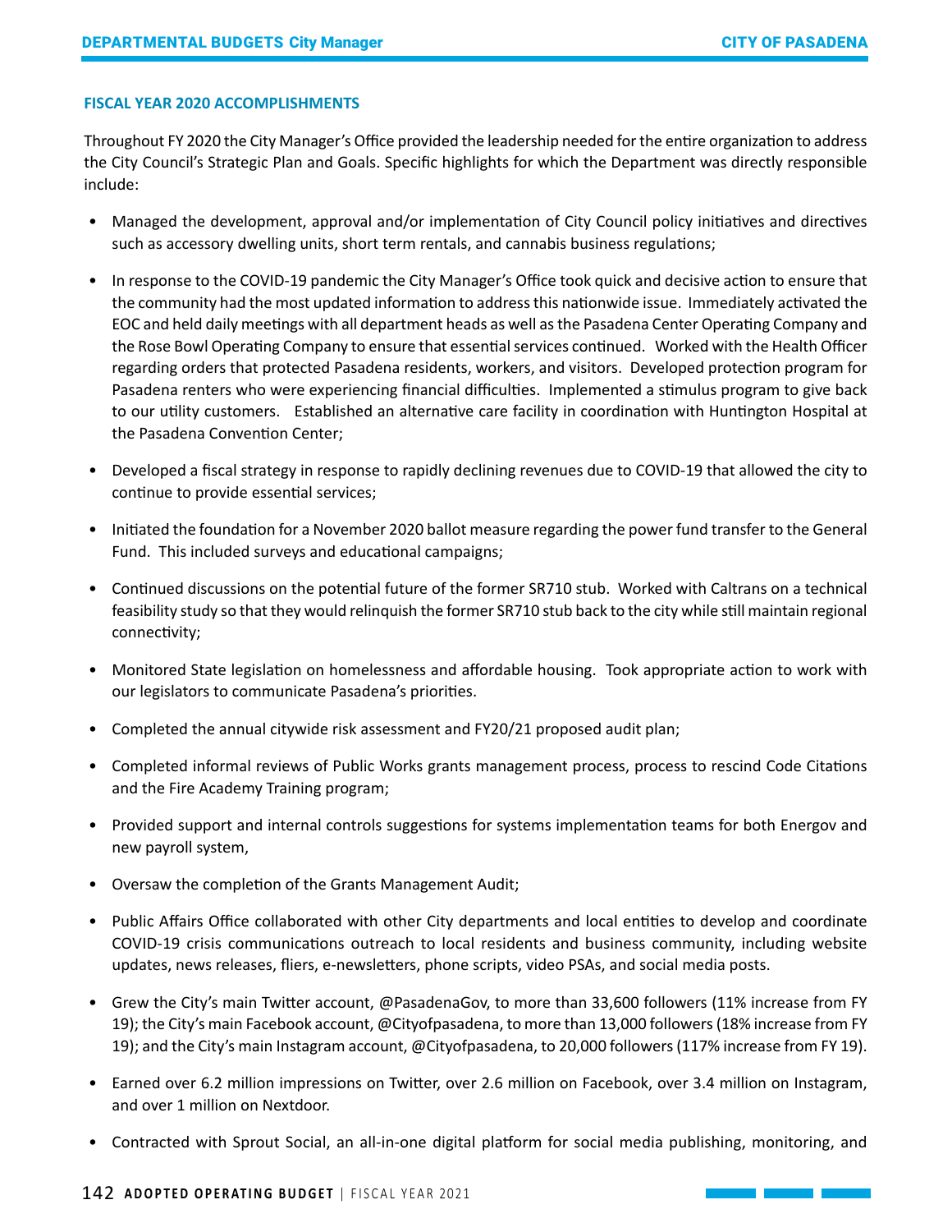## FISCAL YEAR 2020 ACCOMPLISHMENTS

Throughout FY 2020 the City Manager's Office provided the leadership needed for the entire organization to address the City Council's Strategic Plan and Goals. Specific highlights for which the Department was directly responsible include:

- Managed the development, approval and/or implementation of City Council policy initiatives and directives such as accessory dwelling units, short term rentals, and cannabis business regulations;
- In response to the COVID-19 pandemic the City Manager's Office took quick and decisive action to ensure that the community had the most updated information to address this nationwide issue. Immediately activated the EOC and held daily meetings with all department heads as well as the Pasadena Center Operating Company and the Rose Bowl Operating Company to ensure that essential services continued. Worked with the Health Officer regarding orders that protected Pasadena residents, workers, and visitors. Developed protection program for Pasadena renters who were experiencing financial difficulties. Implemented a stimulus program to give back to our utility customers. Established an alternative care facility in coordination with Huntington Hospital at the Pasadena Convention Center;
- Developed a fiscal strategy in response to rapidly declining revenues due to COVID-19 that allowed the city to continue to provide essential services;
- Initiated the foundation for a November 2020 ballot measure regarding the power fund transfer to the General Fund. This included surveys and educational campaigns;
- Continued discussions on the potential future of the former SR710 stub. Worked with Caltrans on a technical feasibility study so that they would relinquish the former SR710 stub back to the city while still maintain regional connectivity;
- Monitored State legislation on homelessness and affordable housing. Took appropriate action to work with our legislators to communicate Pasadena's priorities.
- Completed the annual citywide risk assessment and FY20/21 proposed audit plan;
- Completed informal reviews of Public Works grants management process, process to rescind Code Citations and the Fire Academy Training program;
- Provided support and internal controls suggestions for systems implementation teams for both Energov and new payroll system,
- Oversaw the completion of the Grants Management Audit;
- Public Affairs Office collaborated with other City departments and local entities to develop and coordinate COVID-19 crisis communications outreach to local residents and business community, including website updates, news releases, fliers, e-newsletters, phone scripts, video PSAs, and social media posts.
- Grew the City's main Twitter account, @PasadenaGov, to more than 33,600 followers (11% increase from FY 19); the City's main Facebook account, @Cityofpasadena, to more than 13,000 followers (18% increase from FY 19); and the City's main Instagram account, @Cityofpasadena, to 20,000 followers (117% increase from FY 19).
- Earned over 6.2 million impressions on Twitter, over 2.6 million on Facebook, over 3.4 million on Instagram, and over 1 million on Nextdoor.
- Contracted with Sprout Social, an all-in-one digital platform for social media publishing, monitoring, and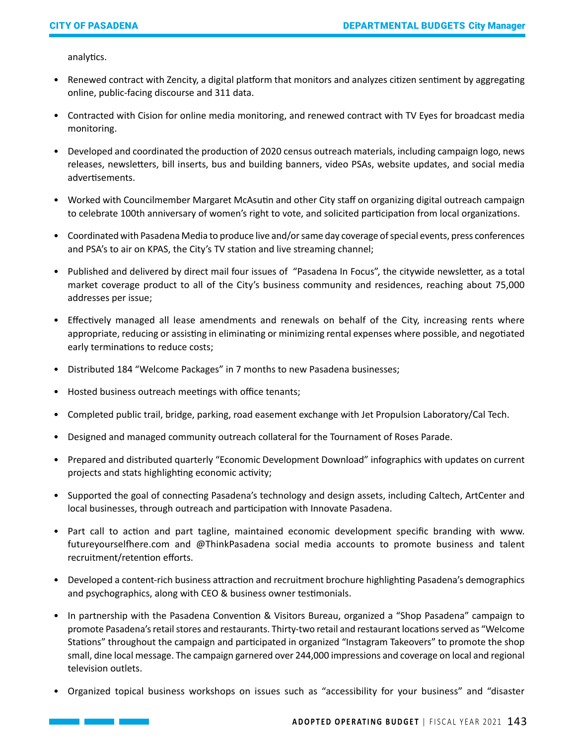analytics.

- Renewed contract with Zencity, a digital platform that monitors and analyzes citizen sentiment by aggregating online, public-facing discourse and 311 data.
- Contracted with Cision for online media monitoring, and renewed contract with TV Eyes for broadcast media monitoring.
- Developed and coordinated the production of 2020 census outreach materials, including campaign logo, news releases, newsletters, bill inserts, bus and building banners, video PSAs, website updates, and social media advertisements.
- Worked with Councilmember Margaret McAsutin and other City staff on organizing digital outreach campaign to celebrate 100th anniversary of women's right to vote, and solicited participation from local organizations.
- Coordinated with Pasadena Media to produce live and/or same day coverage of special events, press conferences and PSA's to air on KPAS, the City's TV station and live streaming channel;
- Published and delivered by direct mail four issues of "Pasadena In Focus", the citywide newsletter, as a total market coverage product to all of the City's business community and residences, reaching about 75,000 addresses per issue;
- Effectively managed all lease amendments and renewals on behalf of the City, increasing rents where appropriate, reducing or assisting in eliminating or minimizing rental expenses where possible, and negotiated early terminations to reduce costs;
- Distributed 184 "Welcome Packages" in 7 months to new Pasadena businesses;
- Hosted business outreach meetings with office tenants;
- Completed public trail, bridge, parking, road easement exchange with Jet Propulsion Laboratory/Cal Tech.
- Designed and managed community outreach collateral for the Tournament of Roses Parade.
- Prepared and distributed quarterly "Economic Development Download" infographics with updates on current projects and stats highlighting economic activity;
- Supported the goal of connecting Pasadena's technology and design assets, including Caltech, ArtCenter and local businesses, through outreach and participation with Innovate Pasadena.
- Part call to action and part tagline, maintained economic development specific branding with www.futureyourselfhere.com and @ThinkPasadena social media accounts to promote business and talent recruitment/retention efforts.
- Developed a content-rich business attraction and recruitment brochure highlighting Pasadena's demographics and psychographics, along with CEO & business owner testimonials.
- In partnership with the Pasadena Convention & Visitors Bureau, organized a "Shop Pasadena" campaign to promote Pasadena's retail stores and restaurants. Thirty-two retail and restaurant locations served as "Welcome Stations" throughout the campaign and participated in organized "Instagram Takeovers" to promote the shop small, dine local message. The campaign garnered over 244,000 impressions and coverage on local and regional television outlets.
- Organized topical business workshops on issues such as "accessibility for your business" and "disaster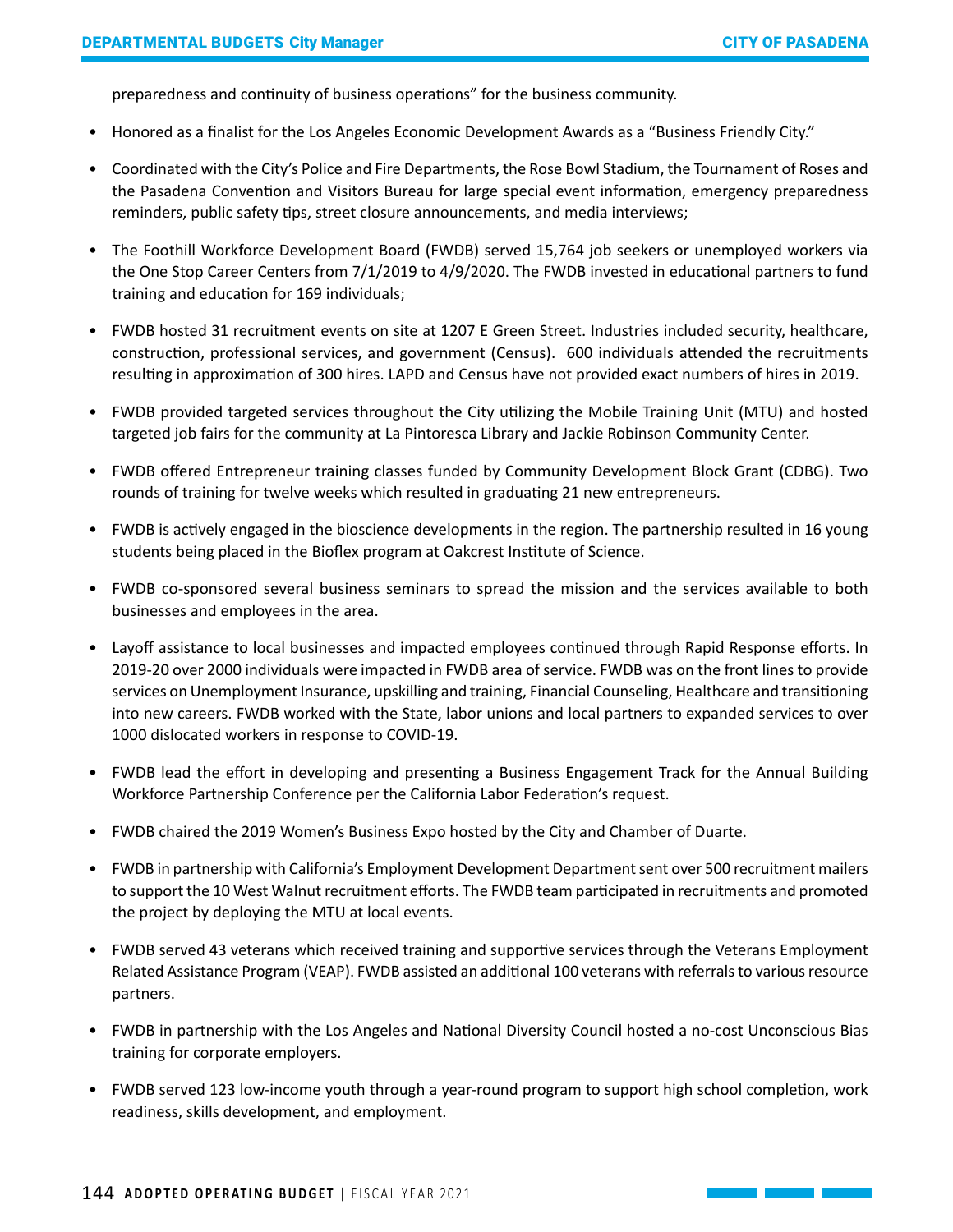preparedness and continuity of business operations" for the business community.

- Honored as a finalist for the Los Angeles Economic Development Awards as a "Business Friendly City."
- Coordinated with the City's Police and Fire Departments, the Rose Bowl Stadium, the Tournament of Roses and the Pasadena Convention and Visitors Bureau for large special event information, emergency preparedness reminders, public safety tips, street closure announcements, and media interviews;
- The Foothill Workforce Development Board (FWDB) served 15,764 job seekers or unemployed workers via the One Stop Career Centers from 7/1/2019 to 4/9/2020. The FWDB invested in educational partners to fund training and education for 169 individuals;
- FWDB hosted 31 recruitment events on site at 1207 E Green Street. Industries included security, healthcare, construction, professional services, and government (Census). 600 individuals attended the recruitments resulting in approximation of 300 hires. LAPD and Census have not provided exact numbers of hires in 2019.
- FWDB provided targeted services throughout the City utilizing the Mobile Training Unit (MTU) and hosted targeted job fairs for the community at La Pintoresca Library and Jackie Robinson Community Center.
- FWDB offered Entrepreneur training classes funded by Community Development Block Grant (CDBG). Two rounds of training for twelve weeks which resulted in graduating 21 new entrepreneurs.
- FWDB is actively engaged in the bioscience developments in the region. The partnership resulted in 16 young students being placed in the Bioflex program at Oakcrest Institute of Science.
- FWDB co-sponsored several business seminars to spread the mission and the services available to both businesses and employees in the area.
- Layoff assistance to local businesses and impacted employees continued through Rapid Response efforts. In 2019-20 over 2000 individuals were impacted in FWDB area of service. FWDB was on the front lines to provide services on Unemployment Insurance, upskilling and training, Financial Counseling, Healthcare and transitioning into new careers. FWDB worked with the State, labor unions and local partners to expanded services to over 1000 dislocated workers in response to COVID-19.
- FWDB lead the effort in developing and presenting a Business Engagement Track for the Annual Building Workforce Partnership Conference per the California Labor Federation's request.
- FWDB chaired the 2019 Women's Business Expo hosted by the City and Chamber of Duarte.
- FWDB in partnership with California's Employment Development Department sent over 500 recruitment mailers to support the 10 West Walnut recruitment efforts. The FWDB team participated in recruitments and promoted the project by deploying the MTU at local events.
- FWDB served 43 veterans which received training and supportive services through the Veterans Employment Related Assistance Program (VEAP). FWDB assisted an additional 100 veterans with referrals to various resource partners.
- FWDB in partnership with the Los Angeles and National Diversity Council hosted a no-cost Unconscious Bias training for corporate employers.
- FWDB served 123 low-income youth through a year-round program to support high school completion, work readiness, skills development, and employment.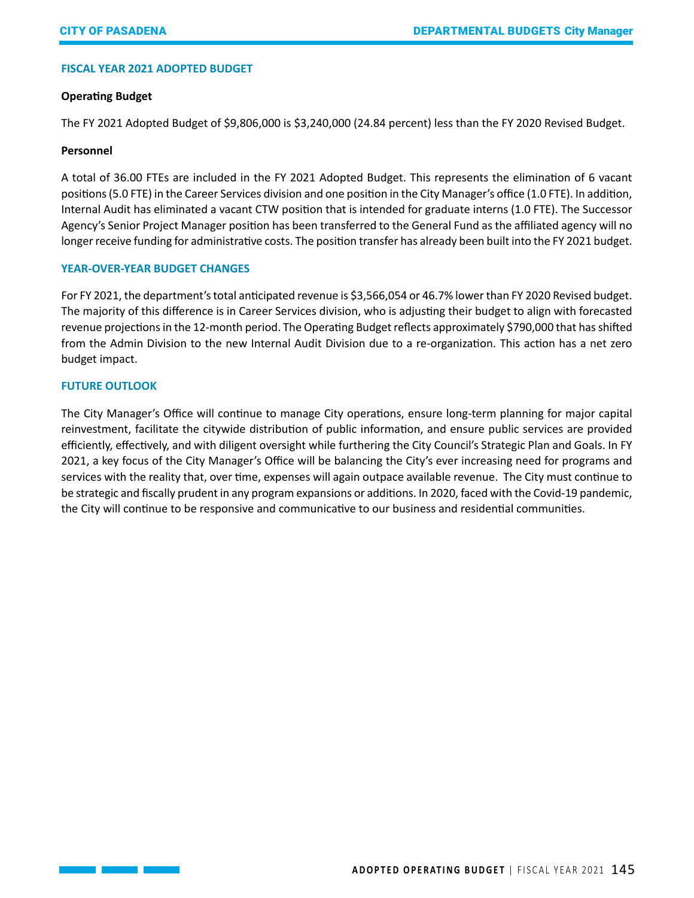## FISCAL YEAR 2021 ADOPTED BUDGET

**Operating Budget**

The FY 2021 Adopted Budget of $9,806,000 is $3,240,000 (24.84 percent) less than the FY 2020 Revised Budget.

**Personnel**

A total of 36.00 FTEs are included in the FY 2021 Adopted Budget. This represents the elimination of 6 vacant positions (5.0 FTE) in the Career Services division and one position in the City Manager's office (1.0 FTE). In addition, Internal Audit has eliminated a vacant CTW position that is intended for graduate interns (1.0 FTE). The Successor Agency's Senior Project Manager position has been transferred to the General Fund as the affiliated agency will no longer receive funding for administrative costs. The position transfer has already been built into the FY 2021 budget.

## YEAR-OVER-YEAR BUDGET CHANGES

For FY 2021, the department's total anticipated revenue is $3,566,054 or 46.7% lower than FY 2020 Revised budget. The majority of this difference is in Career Services division, who is adjusting their budget to align with forecasted revenue projections in the 12-month period. The Operating Budget reflects approximately $790,000 that has shifted from the Admin Division to the new Internal Audit Division due to a re-organization. This action has a net zero budget impact.

## FUTURE OUTLOOK

The City Manager's Office will continue to manage City operations, ensure long-term planning for major capital reinvestment, facilitate the citywide distribution of public information, and ensure public services are provided efficiently, effectively, and with diligent oversight while furthering the City Council's Strategic Plan and Goals. In FY 2021, a key focus of the City Manager's Office will be balancing the City's ever increasing need for programs and services with the reality that, over time, expenses will again outpace available revenue. The City must continue to be strategic and fiscally prudent in any program expansions or additions. In 2020, faced with the Covid-19 pandemic, the City will continue to be responsive and communicative to our business and residential communities.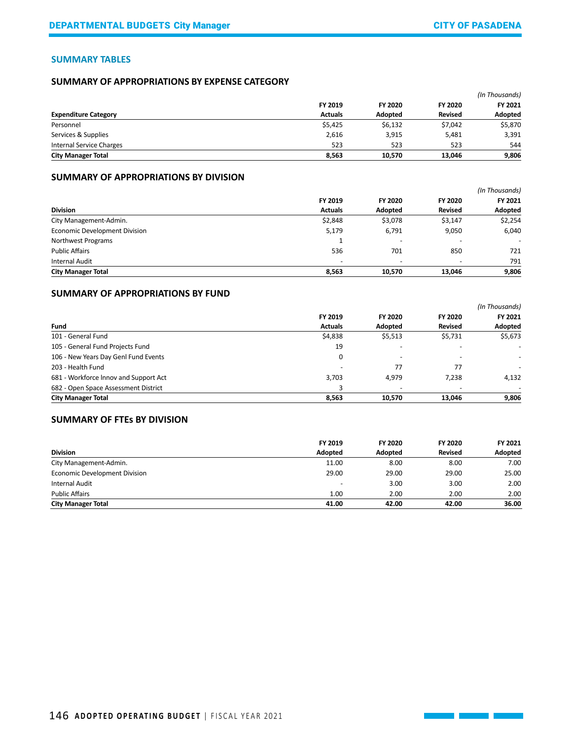## SUMMARY TABLES

### SUMMARY OF APPROPRIATIONS BY EXPENSE CATEGORY

*(In Thousands)*

| Expenditure Category | FY 2019 Actuals | FY 2020 Adopted | FY 2020 Revised | FY 2021 Adopted |
|---|---|---|---|---|
| Personnel | $5,425 | $6,132 | $7,042 | $5,870 |
| Services & Supplies | 2,616 | 3,915 | 5,481 | 3,391 |
| Internal Service Charges | 523 | 523 | 523 | 544 |
| **City Manager Total** | **8,563** | **10,570** | **13,046** | **9,806** |

### SUMMARY OF APPROPRIATIONS BY DIVISION

*(In Thousands)*

| Division | FY 2019 Actuals | FY 2020 Adopted | FY 2020 Revised | FY 2021 Adopted |
|---|---|---|---|---|
| City Management-Admin. | $2,848 | $3,078 | $3,147 | $2,254 |
| Economic Development Division | 5,179 | 6,791 | 9,050 | 6,040 |
| Northwest Programs | 1 | - | - | - |
| Public Affairs | 536 | 701 | 850 | 721 |
| Internal Audit | - | - | - | 791 |
| **City Manager Total** | **8,563** | **10,570** | **13,046** | **9,806** |

### SUMMARY OF APPROPRIATIONS BY FUND

*(In Thousands)*

| Fund | FY 2019 Actuals | FY 2020 Adopted | FY 2020 Revised | FY 2021 Adopted |
|---|---|---|---|---|
| 101 - General Fund | $4,838 | $5,513 | $5,731 | $5,673 |
| 105 - General Fund Projects Fund | 19 | - | - | - |
| 106 - New Years Day Genl Fund Events | 0 | - | - | - |
| 203 - Health Fund | - | 77 | 77 | - |
| 681 - Workforce Innov and Support Act | 3,703 | 4,979 | 7,238 | 4,132 |
| 682 - Open Space Assessment District | 3 | - | - | - |
| **City Manager Total** | **8,563** | **10,570** | **13,046** | **9,806** |

### SUMMARY OF FTEs BY DIVISION

| Division | FY 2019 Adopted | FY 2020 Adopted | FY 2020 Revised | FY 2021 Adopted |
|---|---|---|---|---|
| City Management-Admin. | 11.00 | 8.00 | 8.00 | 7.00 |
| Economic Development Division | 29.00 | 29.00 | 29.00 | 25.00 |
| Internal Audit | - | 3.00 | 3.00 | 2.00 |
| Public Affairs | 1.00 | 2.00 | 2.00 | 2.00 |
| **City Manager Total** | **41.00** | **42.00** | **42.00** | **36.00** |